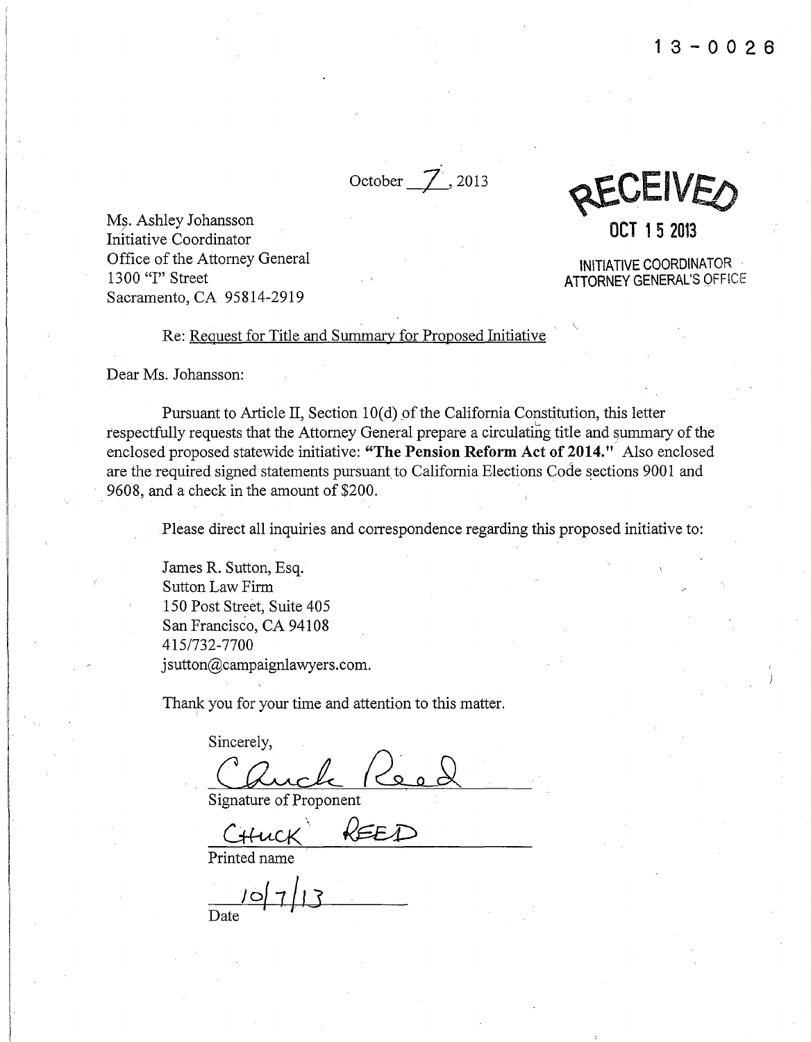13-0026

October 7, 2013

**RECEIVED**

**OCT 15 2013**

INITIATIVE COORDINATOR
ATTORNEY GENERAL'S OFFICE

Ms. Ashley Johansson
Initiative Coordinator
Office of the Attorney General
1300 "I" Street
Sacramento, CA 95814-2919

Re: Request for Title and Summary for Proposed Initiative

Dear Ms. Johansson:

Pursuant to Article II, Section 10(d) of the California Constitution, this letter respectfully requests that the Attorney General prepare a circulating title and summary of the enclosed proposed statewide initiative: **"The Pension Reform Act of 2014."** Also enclosed are the required signed statements pursuant to California Elections Code sections 9001 and 9608, and a check in the amount of $200.

Please direct all inquiries and correspondence regarding this proposed initiative to:

James R. Sutton, Esq.
Sutton Law Firm
150 Post Street, Suite 405
San Francisco, CA 94108
415/732-7700
jsutton@campaignlawyers.com.

Thank you for your time and attention to this matter.

Sincerely,

Chuck Reed
Signature of Proponent

CHUCK REED
Printed name

10/7/13
Date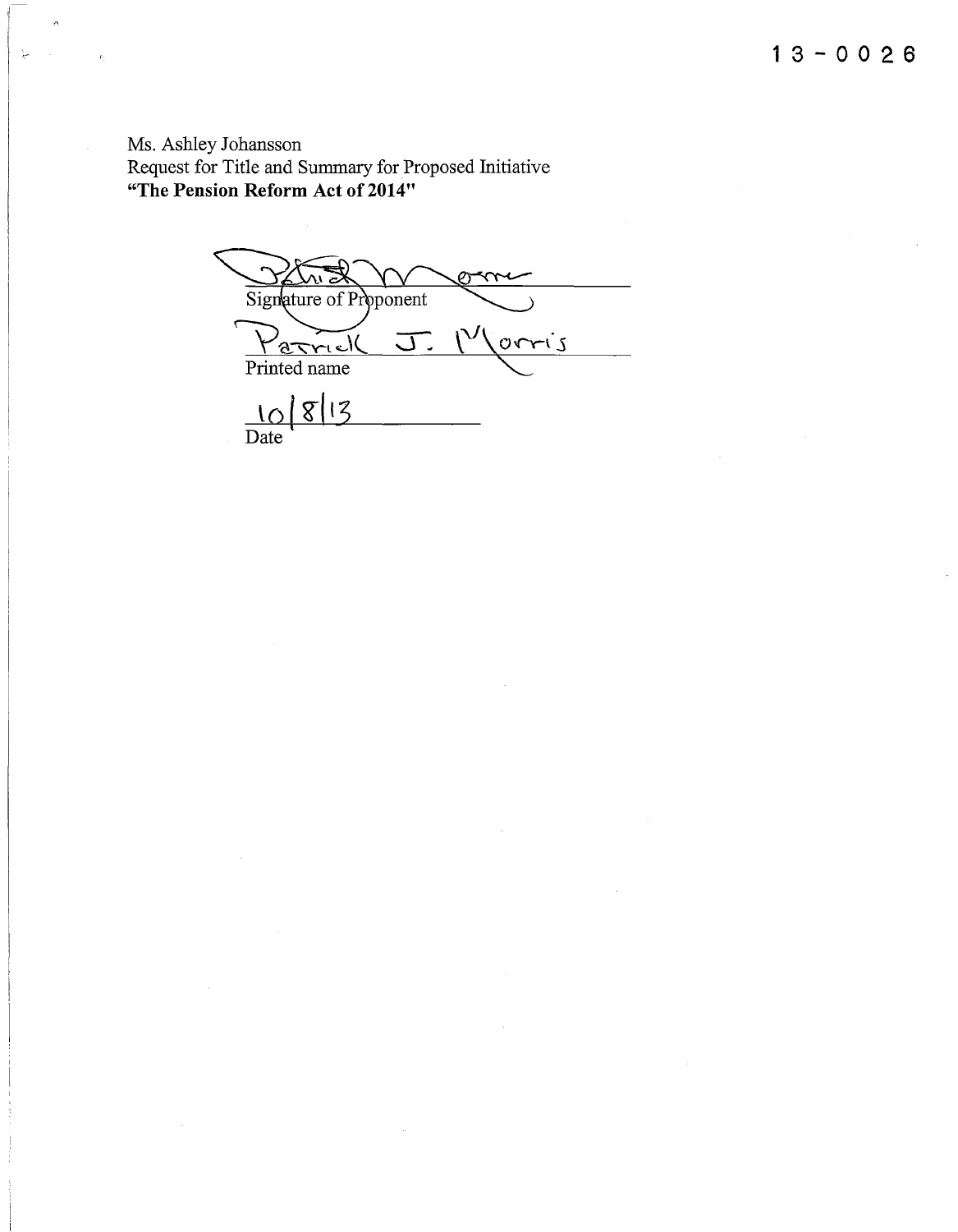13-0026

Ms. Ashley Johansson
Request for Title and Summary for Proposed Initiative
**"The Pension Reform Act of 2014"**

Patrick Morris
Signature of Proponent

Patrick J. Morris
Printed name

10/8/13
Date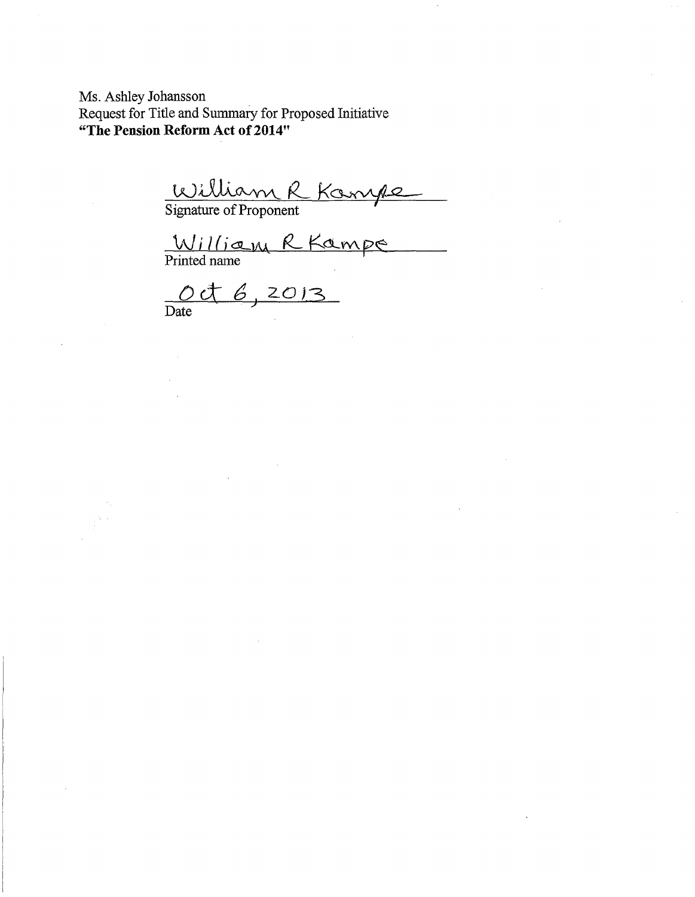Ms. Ashley Johansson
Request for Title and Summary for Proposed Initiative
**"The Pension Reform Act of 2014"**

William R Kampe
Signature of Proponent

William R Kampe
Printed name

Oct 6, 2013
Date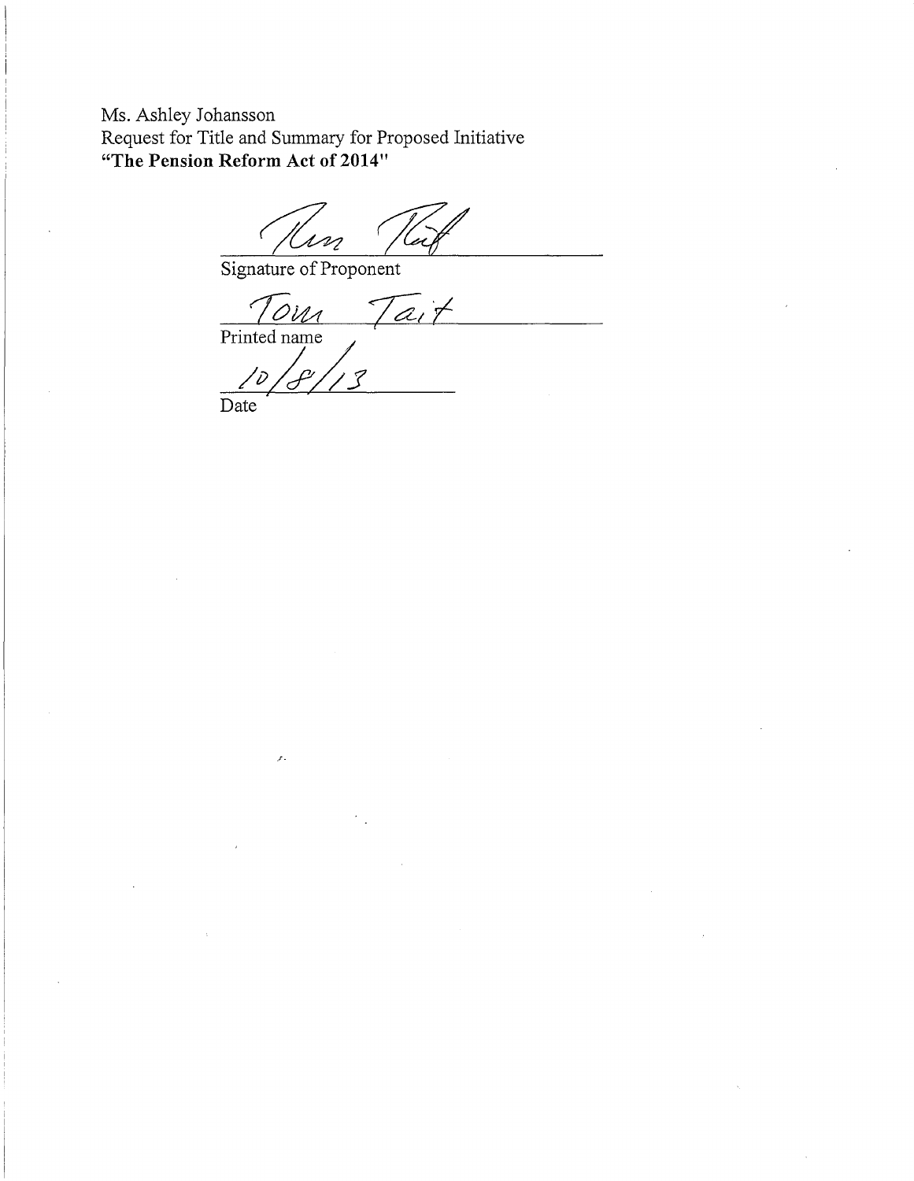Ms. Ashley Johansson
Request for Title and Summary for Proposed Initiative
**"The Pension Reform Act of 2014"**

Signature of Proponent

Tom Tait
Printed name

10/8/13
Date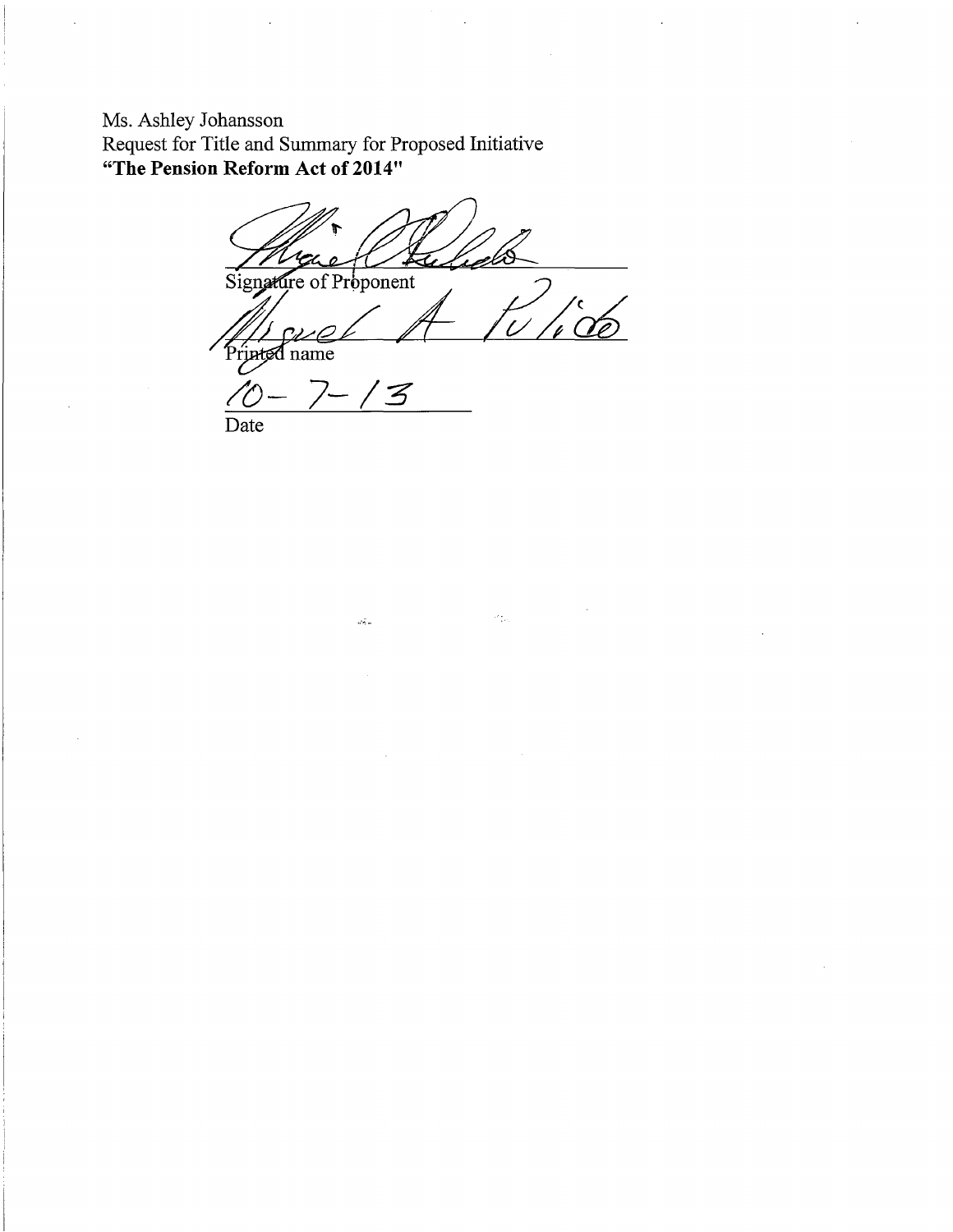Ms. Ashley Johansson
Request for Title and Summary for Proposed Initiative
**"The Pension Reform Act of 2014"**

Signature of Proponent

Miguel A Pulido

Printed name

10-7-13

Date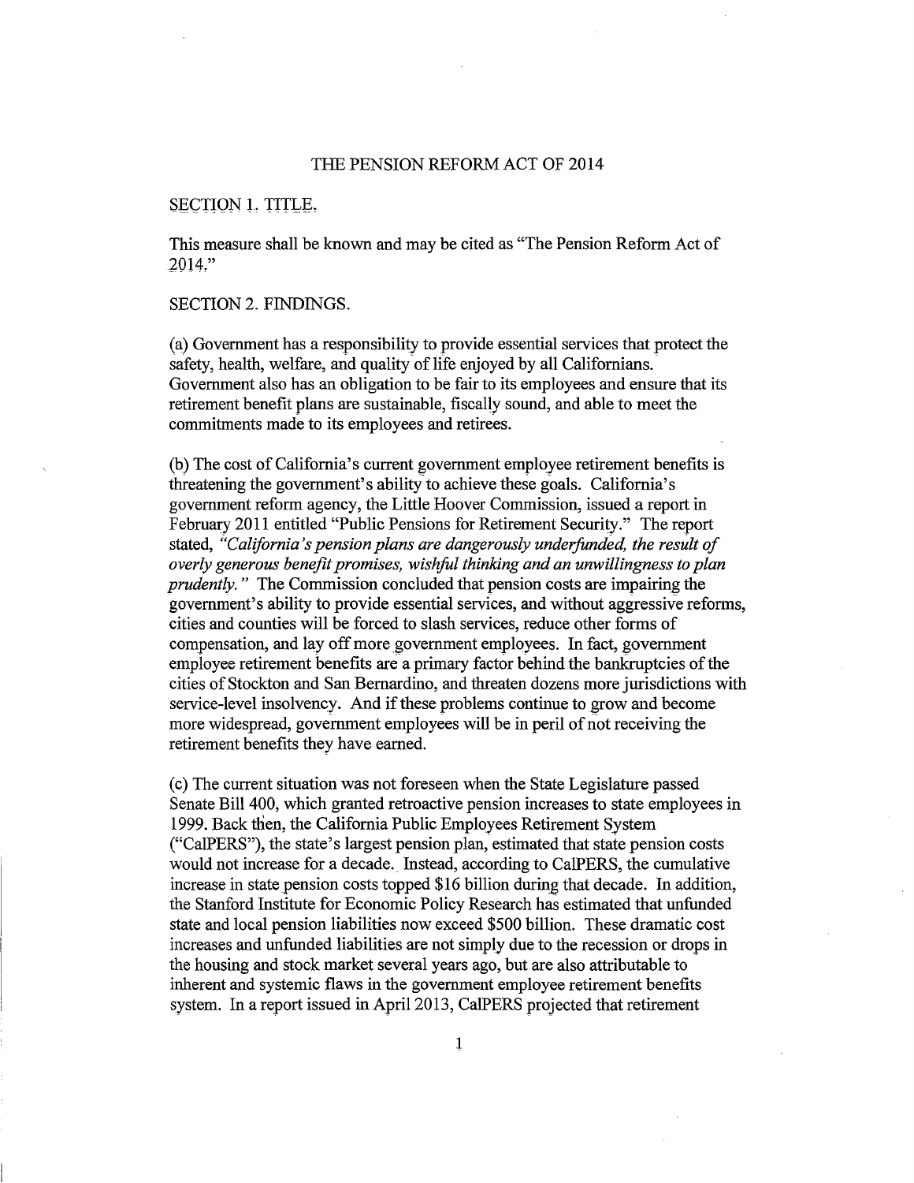# THE PENSION REFORM ACT OF 2014

## SECTION 1. TITLE.

This measure shall be known and may be cited as "The Pension Reform Act of 2014."

## SECTION 2. FINDINGS.

(a) Government has a responsibility to provide essential services that protect the safety, health, welfare, and quality of life enjoyed by all Californians. Government also has an obligation to be fair to its employees and ensure that its retirement benefit plans are sustainable, fiscally sound, and able to meet the commitments made to its employees and retirees.

(b) The cost of California's current government employee retirement benefits is threatening the government's ability to achieve these goals. California's government reform agency, the Little Hoover Commission, issued a report in February 2011 entitled "Public Pensions for Retirement Security." The report stated, *"California's pension plans are dangerously underfunded, the result of overly generous benefit promises, wishful thinking and an unwillingness to plan prudently."* The Commission concluded that pension costs are impairing the government's ability to provide essential services, and without aggressive reforms, cities and counties will be forced to slash services, reduce other forms of compensation, and lay off more government employees. In fact, government employee retirement benefits are a primary factor behind the bankruptcies of the cities of Stockton and San Bernardino, and threaten dozens more jurisdictions with service-level insolvency. And if these problems continue to grow and become more widespread, government employees will be in peril of not receiving the retirement benefits they have earned.

(c) The current situation was not foreseen when the State Legislature passed Senate Bill 400, which granted retroactive pension increases to state employees in 1999. Back then, the California Public Employees Retirement System ("CalPERS"), the state's largest pension plan, estimated that state pension costs would not increase for a decade. Instead, according to CalPERS, the cumulative increase in state pension costs topped $16 billion during that decade. In addition, the Stanford Institute for Economic Policy Research has estimated that unfunded state and local pension liabilities now exceed $500 billion. These dramatic cost increases and unfunded liabilities are not simply due to the recession or drops in the housing and stock market several years ago, but are also attributable to inherent and systemic flaws in the government employee retirement benefits system. In a report issued in April 2013, CalPERS projected that retirement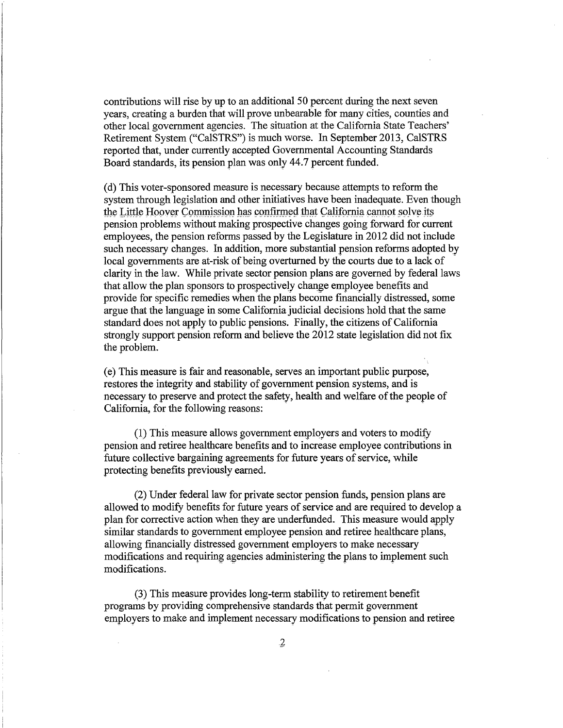contributions will rise by up to an additional 50 percent during the next seven years, creating a burden that will prove unbearable for many cities, counties and other local government agencies. The situation at the California State Teachers' Retirement System ("CalSTRS") is much worse. In September 2013, CalSTRS reported that, under currently accepted Governmental Accounting Standards Board standards, its pension plan was only 44.7 percent funded.

(d) This voter-sponsored measure is necessary because attempts to reform the system through legislation and other initiatives have been inadequate. Even though the Little Hoover Commission has confirmed that California cannot solve its pension problems without making prospective changes going forward for current employees, the pension reforms passed by the Legislature in 2012 did not include such necessary changes. In addition, more substantial pension reforms adopted by local governments are at-risk of being overturned by the courts due to a lack of clarity in the law. While private sector pension plans are governed by federal laws that allow the plan sponsors to prospectively change employee benefits and provide for specific remedies when the plans become financially distressed, some argue that the language in some California judicial decisions hold that the same standard does not apply to public pensions. Finally, the citizens of California strongly support pension reform and believe the 2012 state legislation did not fix the problem.

(e) This measure is fair and reasonable, serves an important public purpose, restores the integrity and stability of government pension systems, and is necessary to preserve and protect the safety, health and welfare of the people of California, for the following reasons:

(1) This measure allows government employers and voters to modify pension and retiree healthcare benefits and to increase employee contributions in future collective bargaining agreements for future years of service, while protecting benefits previously earned.

(2) Under federal law for private sector pension funds, pension plans are allowed to modify benefits for future years of service and are required to develop a plan for corrective action when they are underfunded. This measure would apply similar standards to government employee pension and retiree healthcare plans, allowing financially distressed government employers to make necessary modifications and requiring agencies administering the plans to implement such modifications.

(3) This measure provides long-term stability to retirement benefit programs by providing comprehensive standards that permit government employers to make and implement necessary modifications to pension and retiree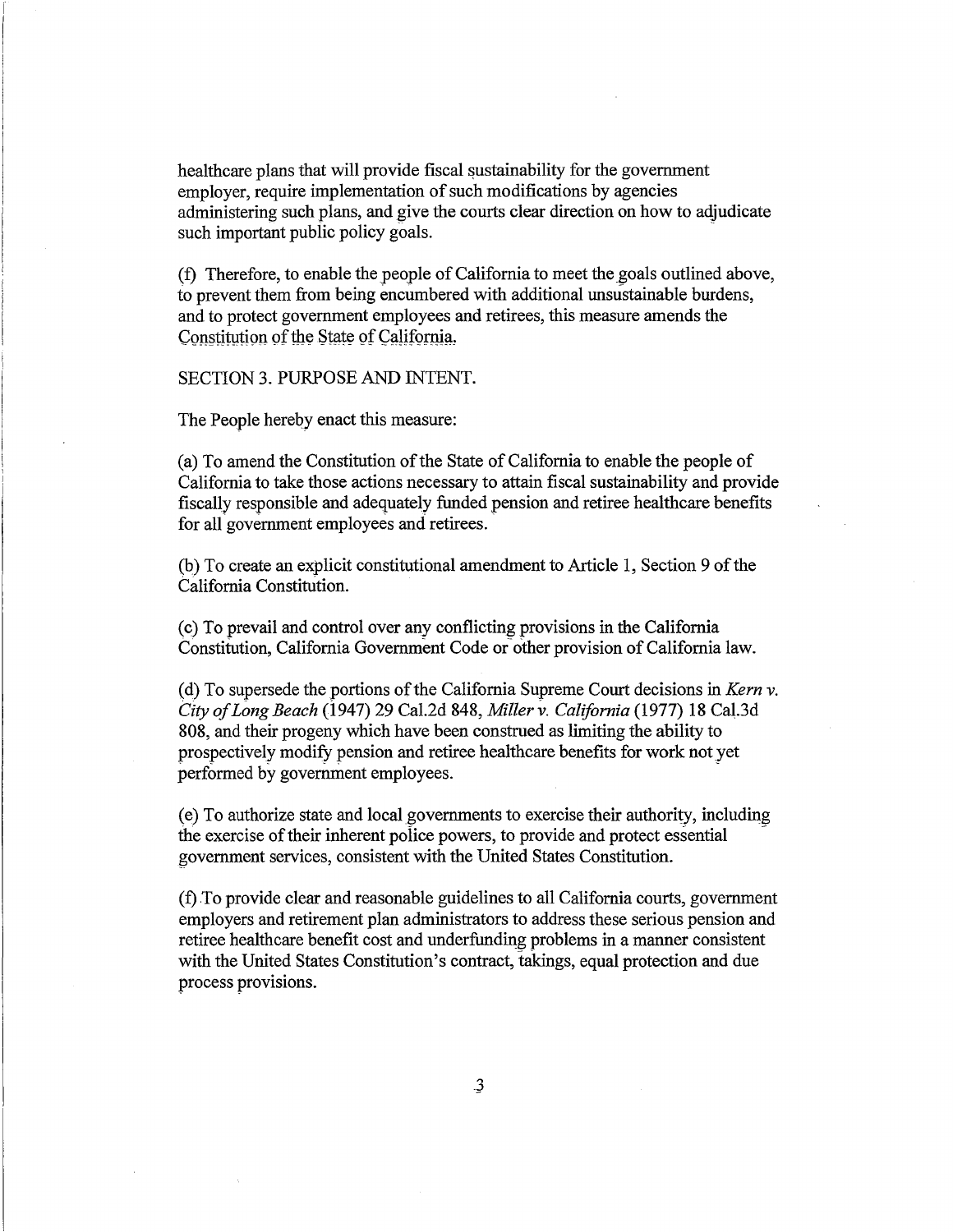healthcare plans that will provide fiscal sustainability for the government employer, require implementation of such modifications by agencies administering such plans, and give the courts clear direction on how to adjudicate such important public policy goals.

(f) Therefore, to enable the people of California to meet the goals outlined above, to prevent them from being encumbered with additional unsustainable burdens, and to protect government employees and retirees, this measure amends the Constitution of the State of California.

SECTION 3. PURPOSE AND INTENT.

The People hereby enact this measure:

(a) To amend the Constitution of the State of California to enable the people of California to take those actions necessary to attain fiscal sustainability and provide fiscally responsible and adequately funded pension and retiree healthcare benefits for all government employees and retirees.

(b) To create an explicit constitutional amendment to Article 1, Section 9 of the California Constitution.

(c) To prevail and control over any conflicting provisions in the California Constitution, California Government Code or other provision of California law.

(d) To supersede the portions of the California Supreme Court decisions in *Kern v. City of Long Beach* (1947) 29 Cal.2d 848, *Miller v. California* (1977) 18 Cal.3d 808, and their progeny which have been construed as limiting the ability to prospectively modify pension and retiree healthcare benefits for work not yet performed by government employees.

(e) To authorize state and local governments to exercise their authority, including the exercise of their inherent police powers, to provide and protect essential government services, consistent with the United States Constitution.

(f) To provide clear and reasonable guidelines to all California courts, government employers and retirement plan administrators to address these serious pension and retiree healthcare benefit cost and underfunding problems in a manner consistent with the United States Constitution's contract, takings, equal protection and due process provisions.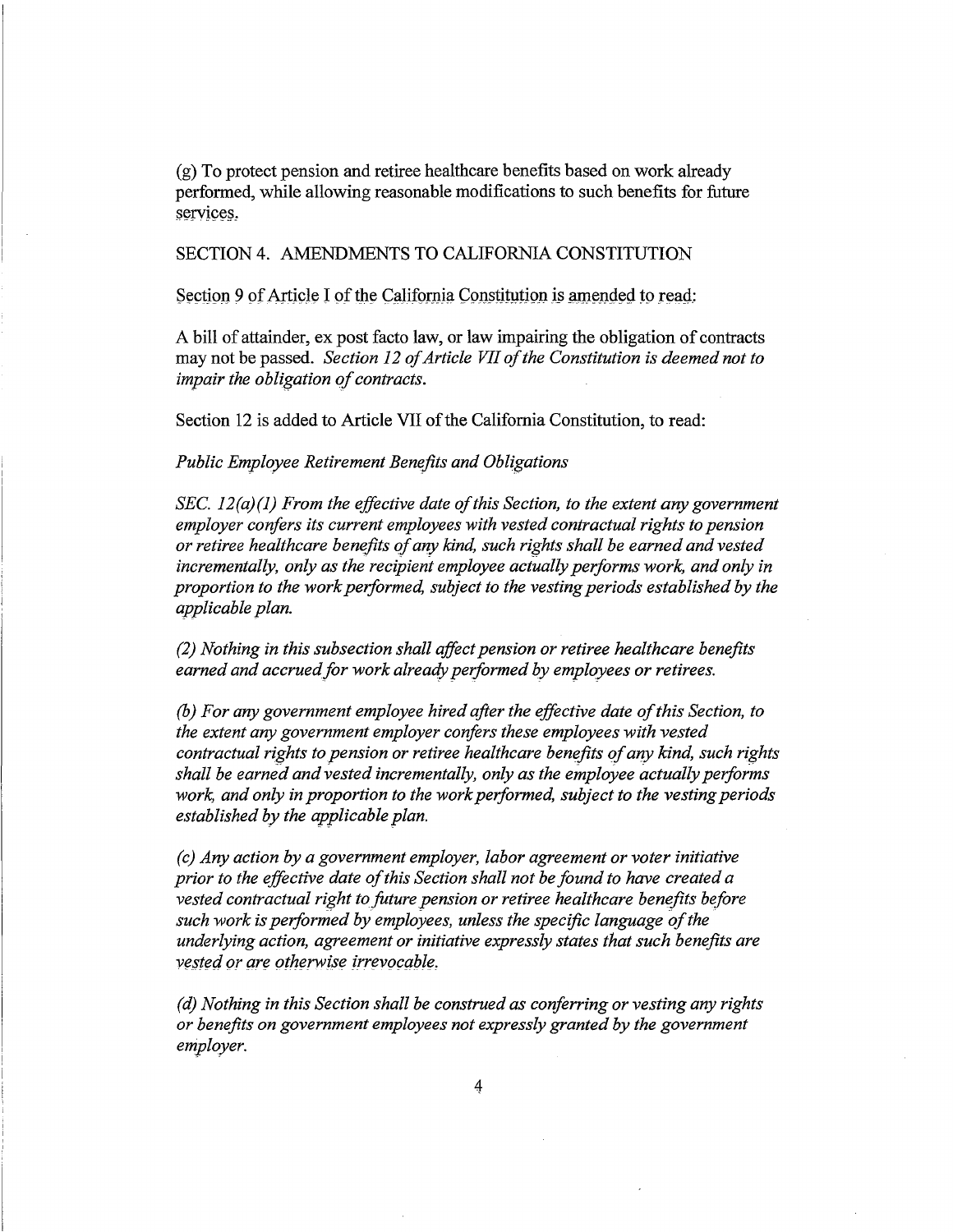(g) To protect pension and retiree healthcare benefits based on work already performed, while allowing reasonable modifications to such benefits for future services.

SECTION 4. AMENDMENTS TO CALIFORNIA CONSTITUTION

Section 9 of Article I of the California Constitution is amended to read:

A bill of attainder, ex post facto law, or law impairing the obligation of contracts may not be passed. *Section 12 of Article VII of the Constitution is deemed not to impair the obligation of contracts.*

Section 12 is added to Article VII of the California Constitution, to read:

*Public Employee Retirement Benefits and Obligations*

*SEC. 12(a)(1) From the effective date of this Section, to the extent any government employer confers its current employees with vested contractual rights to pension or retiree healthcare benefits of any kind, such rights shall be earned and vested incrementally, only as the recipient employee actually performs work, and only in proportion to the work performed, subject to the vesting periods established by the applicable plan.*

*(2) Nothing in this subsection shall affect pension or retiree healthcare benefits earned and accrued for work already performed by employees or retirees.*

*(b) For any government employee hired after the effective date of this Section, to the extent any government employer confers these employees with vested contractual rights to pension or retiree healthcare benefits of any kind, such rights shall be earned and vested incrementally, only as the employee actually performs work, and only in proportion to the work performed, subject to the vesting periods established by the applicable plan.*

*(c) Any action by a government employer, labor agreement or voter initiative prior to the effective date of this Section shall not be found to have created a vested contractual right to future pension or retiree healthcare benefits before such work is performed by employees, unless the specific language of the underlying action, agreement or initiative expressly states that such benefits are vested or are otherwise irrevocable.*

*(d) Nothing in this Section shall be construed as conferring or vesting any rights or benefits on government employees not expressly granted by the government employer.*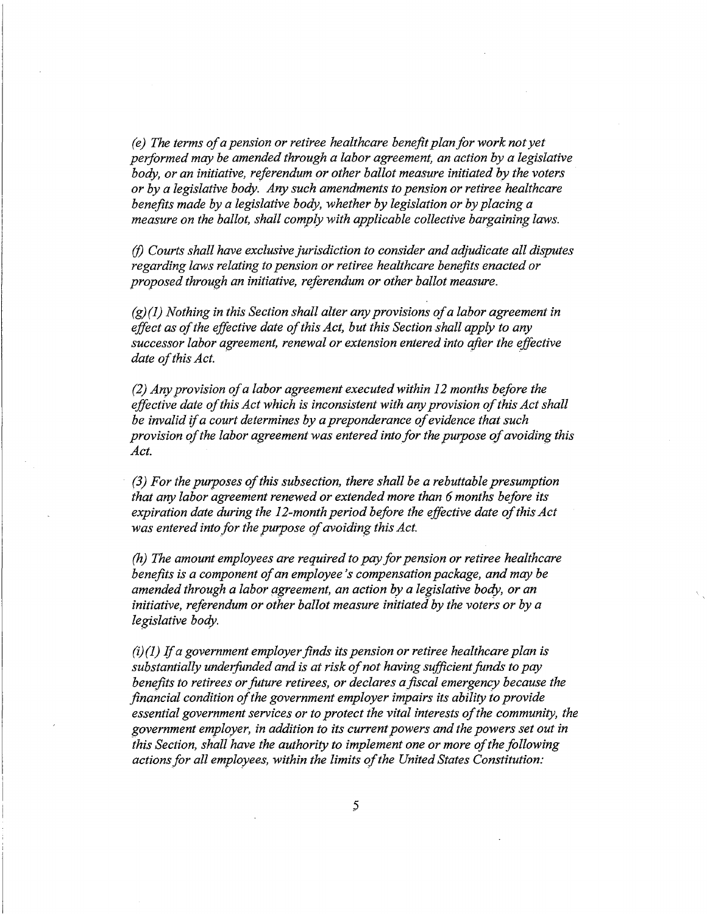*(e) The terms of a pension or retiree healthcare benefit plan for work not yet performed may be amended through a labor agreement, an action by a legislative body, or an initiative, referendum or other ballot measure initiated by the voters or by a legislative body. Any such amendments to pension or retiree healthcare benefits made by a legislative body, whether by legislation or by placing a measure on the ballot, shall comply with applicable collective bargaining laws.*

*(f) Courts shall have exclusive jurisdiction to consider and adjudicate all disputes regarding laws relating to pension or retiree healthcare benefits enacted or proposed through an initiative, referendum or other ballot measure.*

*(g)(1) Nothing in this Section shall alter any provisions of a labor agreement in effect as of the effective date of this Act, but this Section shall apply to any successor labor agreement, renewal or extension entered into after the effective date of this Act.*

*(2) Any provision of a labor agreement executed within 12 months before the effective date of this Act which is inconsistent with any provision of this Act shall be invalid if a court determines by a preponderance of evidence that such provision of the labor agreement was entered into for the purpose of avoiding this Act.*

*(3) For the purposes of this subsection, there shall be a rebuttable presumption that any labor agreement renewed or extended more than 6 months before its expiration date during the 12-month period before the effective date of this Act was entered into for the purpose of avoiding this Act.*

*(h) The amount employees are required to pay for pension or retiree healthcare benefits is a component of an employee's compensation package, and may be amended through a labor agreement, an action by a legislative body, or an initiative, referendum or other ballot measure initiated by the voters or by a legislative body.*

*(i)(1) If a government employer finds its pension or retiree healthcare plan is substantially underfunded and is at risk of not having sufficient funds to pay benefits to retirees or future retirees, or declares a fiscal emergency because the financial condition of the government employer impairs its ability to provide essential government services or to protect the vital interests of the community, the government employer, in addition to its current powers and the powers set out in this Section, shall have the authority to implement one or more of the following actions for all employees, within the limits of the United States Constitution:*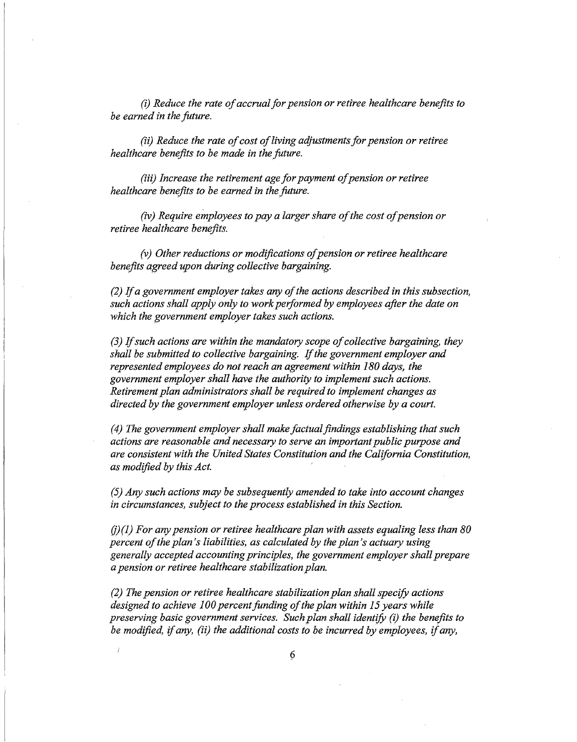*(i) Reduce the rate of accrual for pension or retiree healthcare benefits to be earned in the future.*

*(ii) Reduce the rate of cost of living adjustments for pension or retiree healthcare benefits to be made in the future.*

*(iii) Increase the retirement age for payment of pension or retiree healthcare benefits to be earned in the future.*

*(iv) Require employees to pay a larger share of the cost of pension or retiree healthcare benefits.*

*(v) Other reductions or modifications of pension or retiree healthcare benefits agreed upon during collective bargaining.*

*(2) If a government employer takes any of the actions described in this subsection, such actions shall apply only to work performed by employees after the date on which the government employer takes such actions.*

*(3) If such actions are within the mandatory scope of collective bargaining, they shall be submitted to collective bargaining. If the government employer and represented employees do not reach an agreement within 180 days, the government employer shall have the authority to implement such actions. Retirement plan administrators shall be required to implement changes as directed by the government employer unless ordered otherwise by a court.*

*(4) The government employer shall make factual findings establishing that such actions are reasonable and necessary to serve an important public purpose and are consistent with the United States Constitution and the California Constitution, as modified by this Act.*

*(5) Any such actions may be subsequently amended to take into account changes in circumstances, subject to the process established in this Section.*

*(j)(1) For any pension or retiree healthcare plan with assets equaling less than 80 percent of the plan's liabilities, as calculated by the plan's actuary using generally accepted accounting principles, the government employer shall prepare a pension or retiree healthcare stabilization plan.*

*(2) The pension or retiree healthcare stabilization plan shall specify actions designed to achieve 100 percent funding of the plan within 15 years while preserving basic government services. Such plan shall identify (i) the benefits to be modified, if any, (ii) the additional costs to be incurred by employees, if any,*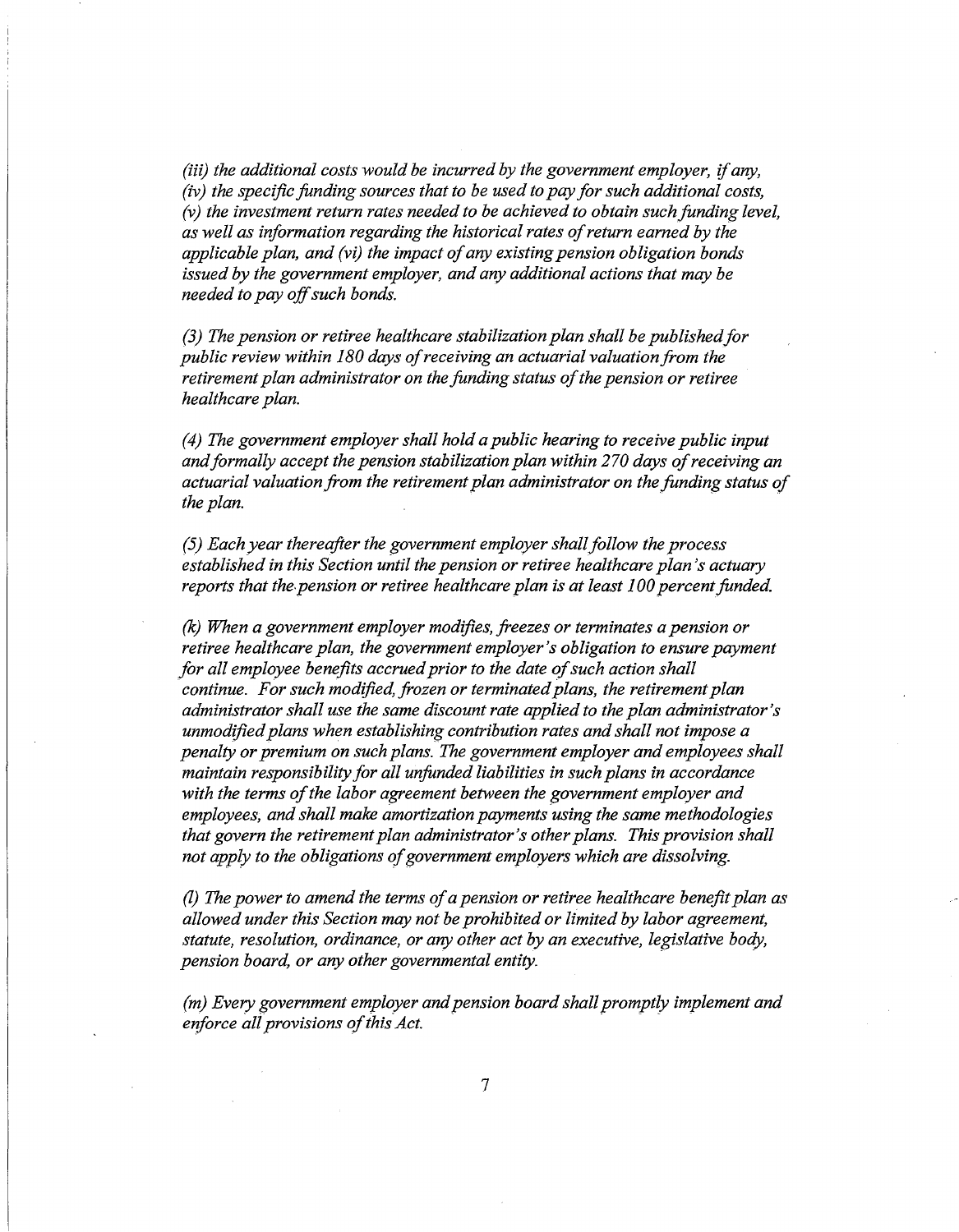*(iii) the additional costs would be incurred by the government employer, if any, (iv) the specific funding sources that to be used to pay for such additional costs, (v) the investment return rates needed to be achieved to obtain such funding level, as well as information regarding the historical rates of return earned by the applicable plan, and (vi) the impact of any existing pension obligation bonds issued by the government employer, and any additional actions that may be needed to pay off such bonds.*

*(3) The pension or retiree healthcare stabilization plan shall be published for public review within 180 days of receiving an actuarial valuation from the retirement plan administrator on the funding status of the pension or retiree healthcare plan.*

*(4) The government employer shall hold a public hearing to receive public input and formally accept the pension stabilization plan within 270 days of receiving an actuarial valuation from the retirement plan administrator on the funding status of the plan.*

*(5) Each year thereafter the government employer shall follow the process established in this Section until the pension or retiree healthcare plan's actuary reports that the pension or retiree healthcare plan is at least 100 percent funded.*

*(k) When a government employer modifies, freezes or terminates a pension or retiree healthcare plan, the government employer's obligation to ensure payment for all employee benefits accrued prior to the date of such action shall continue. For such modified, frozen or terminated plans, the retirement plan administrator shall use the same discount rate applied to the plan administrator's unmodified plans when establishing contribution rates and shall not impose a penalty or premium on such plans. The government employer and employees shall maintain responsibility for all unfunded liabilities in such plans in accordance with the terms of the labor agreement between the government employer and employees, and shall make amortization payments using the same methodologies that govern the retirement plan administrator's other plans. This provision shall not apply to the obligations of government employers which are dissolving.*

*(l) The power to amend the terms of a pension or retiree healthcare benefit plan as allowed under this Section may not be prohibited or limited by labor agreement, statute, resolution, ordinance, or any other act by an executive, legislative body, pension board, or any other governmental entity.*

*(m) Every government employer and pension board shall promptly implement and enforce all provisions of this Act.*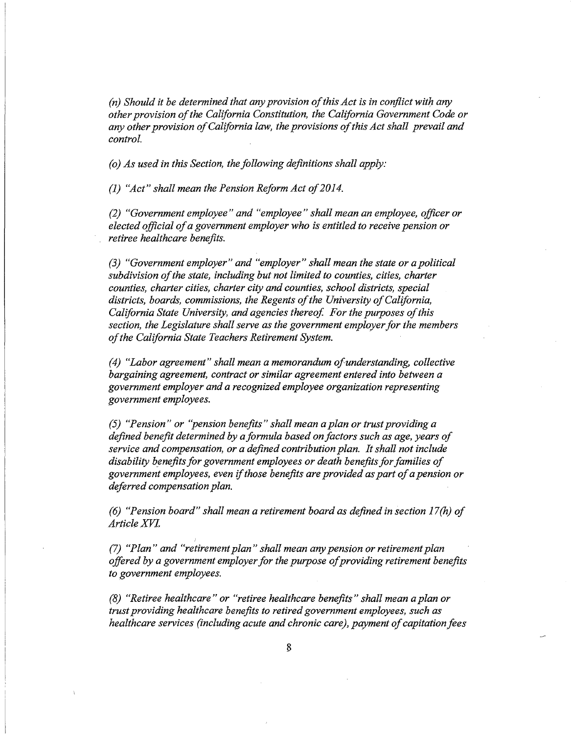*(n) Should it be determined that any provision of this Act is in conflict with any other provision of the California Constitution, the California Government Code or any other provision of California law, the provisions of this Act shall prevail and control.*

*(o) As used in this Section, the following definitions shall apply:*

*(1) "Act" shall mean the Pension Reform Act of 2014.*

*(2) "Government employee" and "employee" shall mean an employee, officer or elected official of a government employer who is entitled to receive pension or retiree healthcare benefits.*

*(3) "Government employer" and "employer" shall mean the state or a political subdivision of the state, including but not limited to counties, cities, charter counties, charter cities, charter city and counties, school districts, special districts, boards, commissions, the Regents of the University of California, California State University, and agencies thereof. For the purposes of this section, the Legislature shall serve as the government employer for the members of the California State Teachers Retirement System.*

*(4) "Labor agreement" shall mean a memorandum of understanding, collective bargaining agreement, contract or similar agreement entered into between a government employer and a recognized employee organization representing government employees.*

*(5) "Pension" or "pension benefits" shall mean a plan or trust providing a defined benefit determined by a formula based on factors such as age, years of service and compensation, or a defined contribution plan. It shall not include disability benefits for government employees or death benefits for families of government employees, even if those benefits are provided as part of a pension or deferred compensation plan.*

*(6) "Pension board" shall mean a retirement board as defined in section 17(h) of Article XVI.*

*(7) "Plan" and "retirement plan" shall mean any pension or retirement plan offered by a government employer for the purpose of providing retirement benefits to government employees.*

*(8) "Retiree healthcare" or "retiree healthcare benefits" shall mean a plan or trust providing healthcare benefits to retired government employees, such as healthcare services (including acute and chronic care), payment of capitation fees*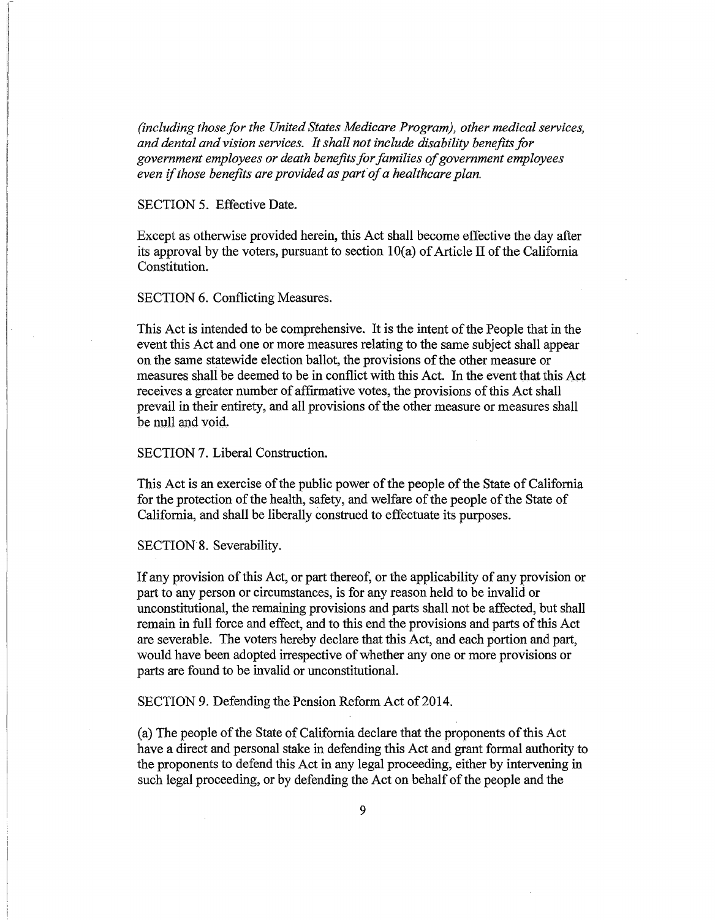*(including those for the United States Medicare Program), other medical services, and dental and vision services. It shall not include disability benefits for government employees or death benefits for families of government employees even if those benefits are provided as part of a healthcare plan.*

SECTION 5. Effective Date.

Except as otherwise provided herein, this Act shall become effective the day after its approval by the voters, pursuant to section 10(a) of Article II of the California Constitution.

SECTION 6. Conflicting Measures.

This Act is intended to be comprehensive. It is the intent of the People that in the event this Act and one or more measures relating to the same subject shall appear on the same statewide election ballot, the provisions of the other measure or measures shall be deemed to be in conflict with this Act. In the event that this Act receives a greater number of affirmative votes, the provisions of this Act shall prevail in their entirety, and all provisions of the other measure or measures shall be null and void.

SECTION 7. Liberal Construction.

This Act is an exercise of the public power of the people of the State of California for the protection of the health, safety, and welfare of the people of the State of California, and shall be liberally construed to effectuate its purposes.

SECTION 8. Severability.

If any provision of this Act, or part thereof, or the applicability of any provision or part to any person or circumstances, is for any reason held to be invalid or unconstitutional, the remaining provisions and parts shall not be affected, but shall remain in full force and effect, and to this end the provisions and parts of this Act are severable. The voters hereby declare that this Act, and each portion and part, would have been adopted irrespective of whether any one or more provisions or parts are found to be invalid or unconstitutional.

SECTION 9. Defending the Pension Reform Act of 2014.

(a) The people of the State of California declare that the proponents of this Act have a direct and personal stake in defending this Act and grant formal authority to the proponents to defend this Act in any legal proceeding, either by intervening in such legal proceeding, or by defending the Act on behalf of the people and the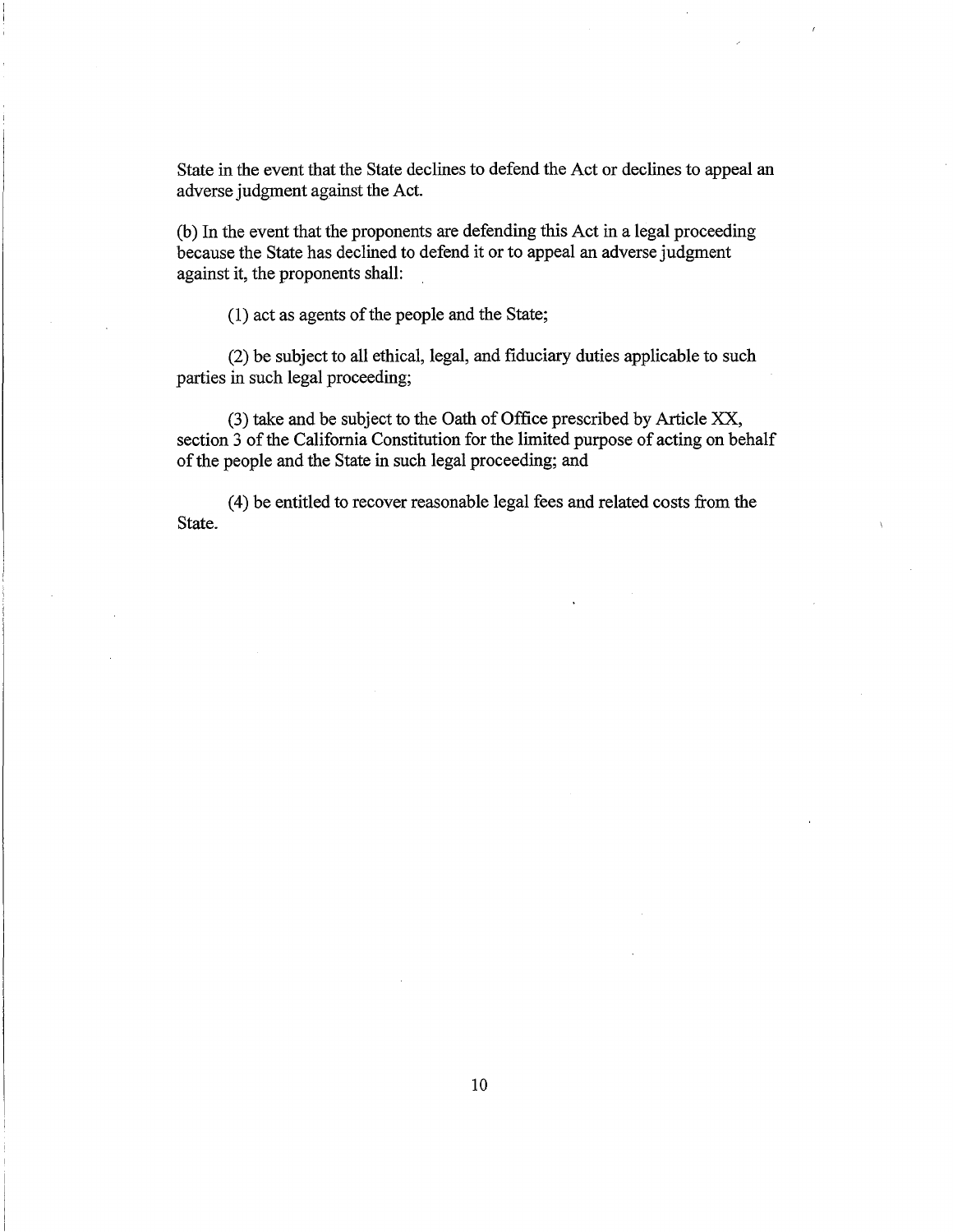State in the event that the State declines to defend the Act or declines to appeal an adverse judgment against the Act.

(b) In the event that the proponents are defending this Act in a legal proceeding because the State has declined to defend it or to appeal an adverse judgment against it, the proponents shall:

(1) act as agents of the people and the State;

(2) be subject to all ethical, legal, and fiduciary duties applicable to such parties in such legal proceeding;

(3) take and be subject to the Oath of Office prescribed by Article XX, section 3 of the California Constitution for the limited purpose of acting on behalf of the people and the State in such legal proceeding; and

(4) be entitled to recover reasonable legal fees and related costs from the State.